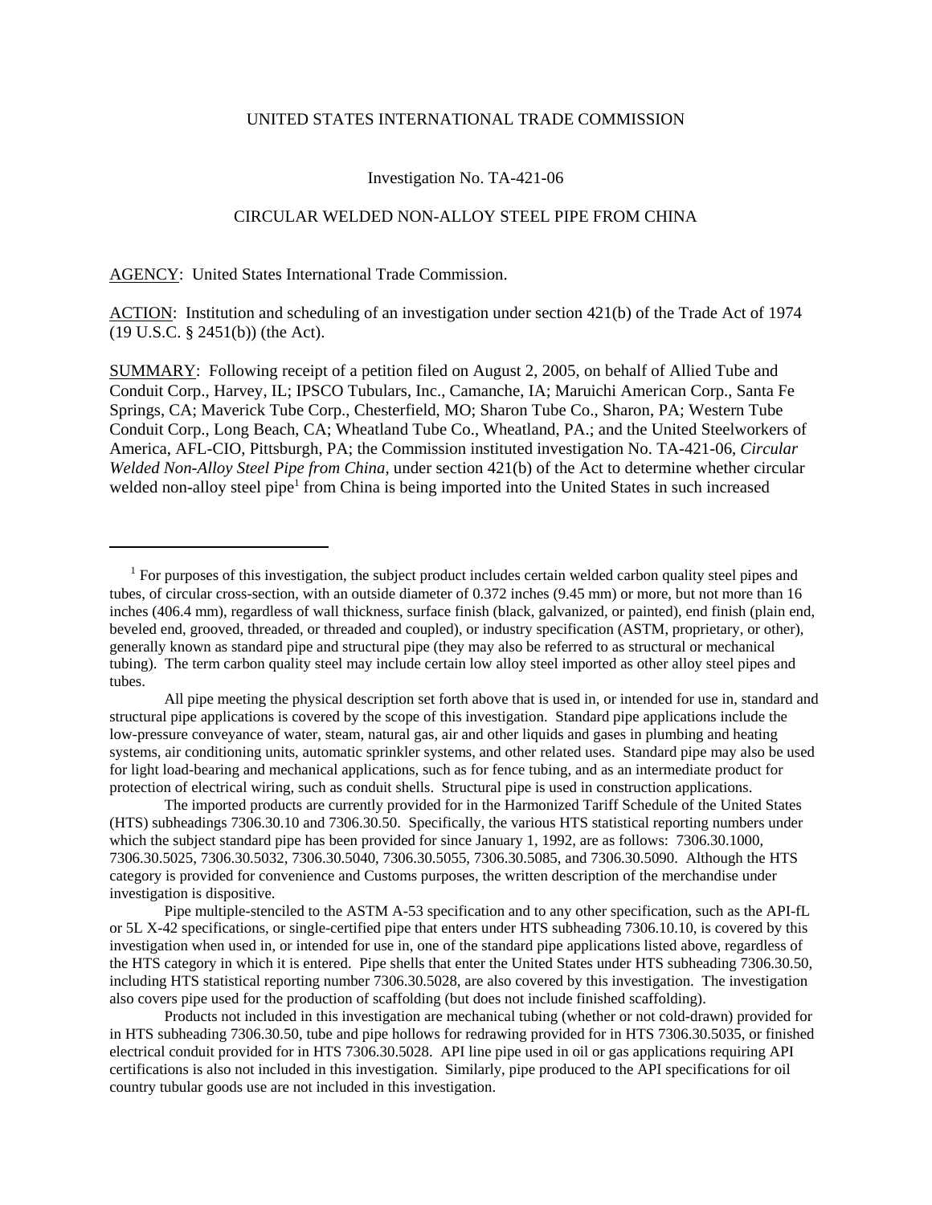UNITED STATES INTERNATIONAL TRADE COMMISSION

Investigation No. TA-421-06

CIRCULAR WELDED NON-ALLOY STEEL PIPE FROM CHINA

AGENCY: United States International Trade Commission.

ACTION: Institution and scheduling of an investigation under section 421(b) of the Trade Act of 1974 (19 U.S.C. § 2451(b)) (the Act).

SUMMARY: Following receipt of a petition filed on August 2, 2005, on behalf of Allied Tube and Conduit Corp., Harvey, IL; IPSCO Tubulars, Inc., Camanche, IA; Maruichi American Corp., Santa Fe Springs, CA; Maverick Tube Corp., Chesterfield, MO; Sharon Tube Co., Sharon, PA; Western Tube Conduit Corp., Long Beach, CA; Wheatland Tube Co., Wheatland, PA.; and the United Steelworkers of America, AFL-CIO, Pittsburgh, PA; the Commission instituted investigation No. TA-421-06, *Circular Welded Non-Alloy Steel Pipe from China*, under section 421(b) of the Act to determine whether circular welded non-alloy steel pipe[1] from China is being imported into the United States in such increased

---

[1] For purposes of this investigation, the subject product includes certain welded carbon quality steel pipes and tubes, of circular cross-section, with an outside diameter of 0.372 inches (9.45 mm) or more, but not more than 16 inches (406.4 mm), regardless of wall thickness, surface finish (black, galvanized, or painted), end finish (plain end, beveled end, grooved, threaded, or threaded and coupled), or industry specification (ASTM, proprietary, or other), generally known as standard pipe and structural pipe (they may also be referred to as structural or mechanical tubing). The term carbon quality steel may include certain low alloy steel imported as other alloy steel pipes and tubes.

All pipe meeting the physical description set forth above that is used in, or intended for use in, standard and structural pipe applications is covered by the scope of this investigation. Standard pipe applications include the low-pressure conveyance of water, steam, natural gas, air and other liquids and gases in plumbing and heating systems, air conditioning units, automatic sprinkler systems, and other related uses. Standard pipe may also be used for light load-bearing and mechanical applications, such as for fence tubing, and as an intermediate product for protection of electrical wiring, such as conduit shells. Structural pipe is used in construction applications.

The imported products are currently provided for in the Harmonized Tariff Schedule of the United States (HTS) subheadings 7306.30.10 and 7306.30.50. Specifically, the various HTS statistical reporting numbers under which the subject standard pipe has been provided for since January 1, 1992, are as follows: 7306.30.1000, 7306.30.5025, 7306.30.5032, 7306.30.5040, 7306.30.5055, 7306.30.5085, and 7306.30.5090. Although the HTS category is provided for convenience and Customs purposes, the written description of the merchandise under investigation is dispositive.

Pipe multiple-stenciled to the ASTM A-53 specification and to any other specification, such as the API-fL or 5L X-42 specifications, or single-certified pipe that enters under HTS subheading 7306.10.10, is covered by this investigation when used in, or intended for use in, one of the standard pipe applications listed above, regardless of the HTS category in which it is entered. Pipe shells that enter the United States under HTS subheading 7306.30.50, including HTS statistical reporting number 7306.30.5028, are also covered by this investigation. The investigation also covers pipe used for the production of scaffolding (but does not include finished scaffolding).

Products not included in this investigation are mechanical tubing (whether or not cold-drawn) provided for in HTS subheading 7306.30.50, tube and pipe hollows for redrawing provided for in HTS 7306.30.5035, or finished electrical conduit provided for in HTS 7306.30.5028. API line pipe used in oil or gas applications requiring API certifications is also not included in this investigation. Similarly, pipe produced to the API specifications for oil country tubular goods use are not included in this investigation.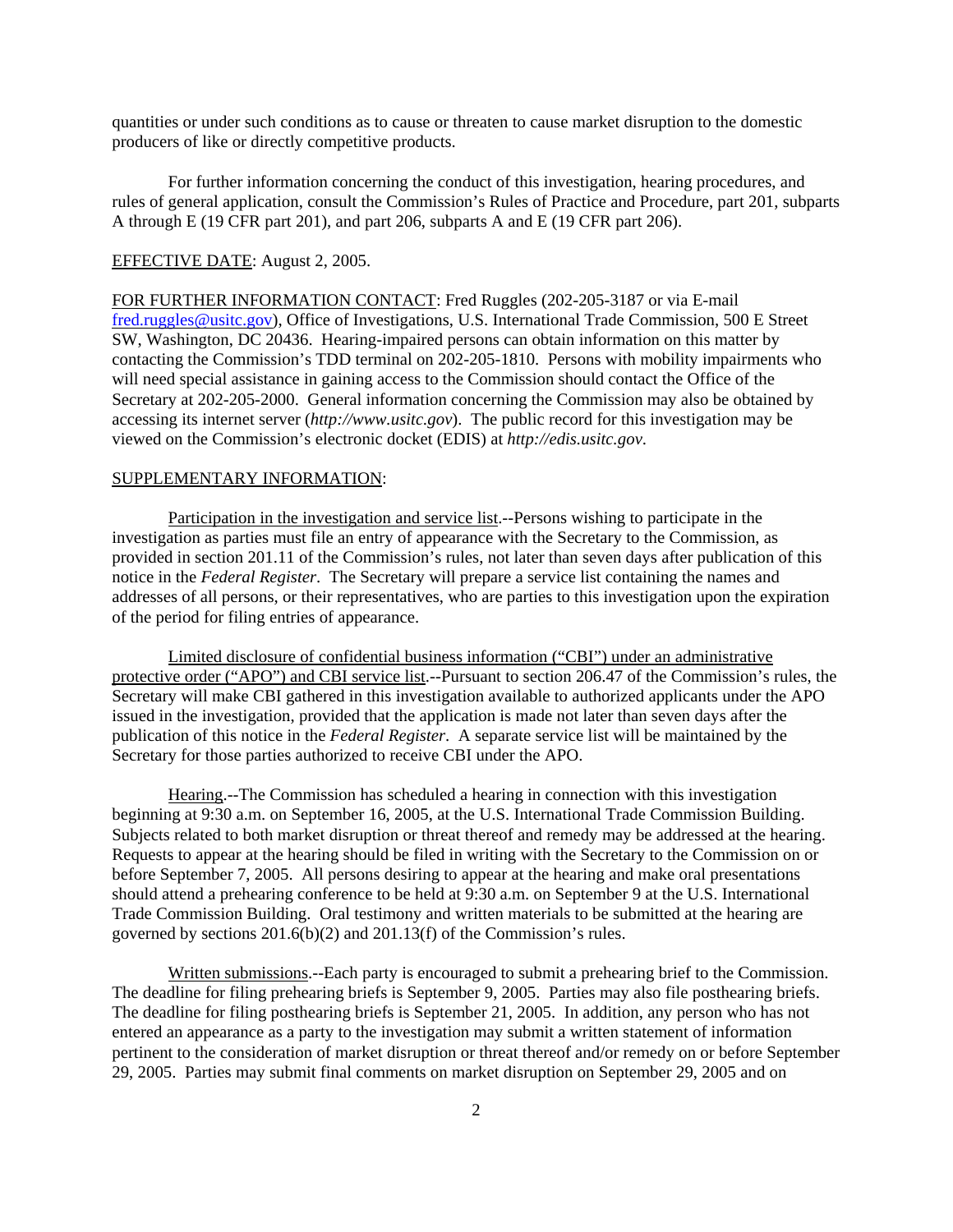quantities or under such conditions as to cause or threaten to cause market disruption to the domestic producers of like or directly competitive products.

For further information concerning the conduct of this investigation, hearing procedures, and rules of general application, consult the Commission's Rules of Practice and Procedure, part 201, subparts A through E (19 CFR part 201), and part 206, subparts A and E (19 CFR part 206).

EFFECTIVE DATE: August 2, 2005.

FOR FURTHER INFORMATION CONTACT: Fred Ruggles (202-205-3187 or via E-mail fred.ruggles@usitc.gov), Office of Investigations, U.S. International Trade Commission, 500 E Street SW, Washington, DC 20436. Hearing-impaired persons can obtain information on this matter by contacting the Commission's TDD terminal on 202-205-1810. Persons with mobility impairments who will need special assistance in gaining access to the Commission should contact the Office of the Secretary at 202-205-2000. General information concerning the Commission may also be obtained by accessing its internet server (*http://www.usitc.gov*). The public record for this investigation may be viewed on the Commission's electronic docket (EDIS) at *http://edis.usitc.gov*.

SUPPLEMENTARY INFORMATION:

Participation in the investigation and service list.--Persons wishing to participate in the investigation as parties must file an entry of appearance with the Secretary to the Commission, as provided in section 201.11 of the Commission's rules, not later than seven days after publication of this notice in the *Federal Register*. The Secretary will prepare a service list containing the names and addresses of all persons, or their representatives, who are parties to this investigation upon the expiration of the period for filing entries of appearance.

Limited disclosure of confidential business information ("CBI") under an administrative protective order ("APO") and CBI service list.--Pursuant to section 206.47 of the Commission's rules, the Secretary will make CBI gathered in this investigation available to authorized applicants under the APO issued in the investigation, provided that the application is made not later than seven days after the publication of this notice in the *Federal Register*. A separate service list will be maintained by the Secretary for those parties authorized to receive CBI under the APO.

Hearing.--The Commission has scheduled a hearing in connection with this investigation beginning at 9:30 a.m. on September 16, 2005, at the U.S. International Trade Commission Building. Subjects related to both market disruption or threat thereof and remedy may be addressed at the hearing. Requests to appear at the hearing should be filed in writing with the Secretary to the Commission on or before September 7, 2005. All persons desiring to appear at the hearing and make oral presentations should attend a prehearing conference to be held at 9:30 a.m. on September 9 at the U.S. International Trade Commission Building. Oral testimony and written materials to be submitted at the hearing are governed by sections 201.6(b)(2) and 201.13(f) of the Commission's rules.

Written submissions.--Each party is encouraged to submit a prehearing brief to the Commission. The deadline for filing prehearing briefs is September 9, 2005. Parties may also file posthearing briefs. The deadline for filing posthearing briefs is September 21, 2005. In addition, any person who has not entered an appearance as a party to the investigation may submit a written statement of information pertinent to the consideration of market disruption or threat thereof and/or remedy on or before September 29, 2005. Parties may submit final comments on market disruption on September 29, 2005 and on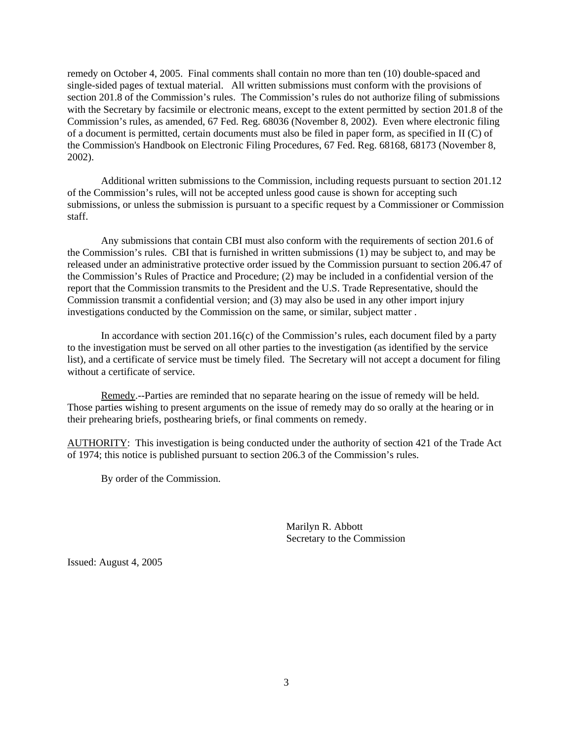remedy on October 4, 2005. Final comments shall contain no more than ten (10) double-spaced and single-sided pages of textual material. All written submissions must conform with the provisions of section 201.8 of the Commission's rules. The Commission's rules do not authorize filing of submissions with the Secretary by facsimile or electronic means, except to the extent permitted by section 201.8 of the Commission's rules, as amended, 67 Fed. Reg. 68036 (November 8, 2002). Even where electronic filing of a document is permitted, certain documents must also be filed in paper form, as specified in II (C) of the Commission's Handbook on Electronic Filing Procedures, 67 Fed. Reg. 68168, 68173 (November 8, 2002).

Additional written submissions to the Commission, including requests pursuant to section 201.12 of the Commission's rules, will not be accepted unless good cause is shown for accepting such submissions, or unless the submission is pursuant to a specific request by a Commissioner or Commission staff.

Any submissions that contain CBI must also conform with the requirements of section 201.6 of the Commission's rules. CBI that is furnished in written submissions (1) may be subject to, and may be released under an administrative protective order issued by the Commission pursuant to section 206.47 of the Commission's Rules of Practice and Procedure; (2) may be included in a confidential version of the report that the Commission transmits to the President and the U.S. Trade Representative, should the Commission transmit a confidential version; and (3) may also be used in any other import injury investigations conducted by the Commission on the same, or similar, subject matter .

In accordance with section 201.16(c) of the Commission's rules, each document filed by a party to the investigation must be served on all other parties to the investigation (as identified by the service list), and a certificate of service must be timely filed. The Secretary will not accept a document for filing without a certificate of service.

Remedy.--Parties are reminded that no separate hearing on the issue of remedy will be held. Those parties wishing to present arguments on the issue of remedy may do so orally at the hearing or in their prehearing briefs, posthearing briefs, or final comments on remedy.

AUTHORITY: This investigation is being conducted under the authority of section 421 of the Trade Act of 1974; this notice is published pursuant to section 206.3 of the Commission's rules.

By order of the Commission.

Marilyn R. Abbott
Secretary to the Commission

Issued: August 4, 2005